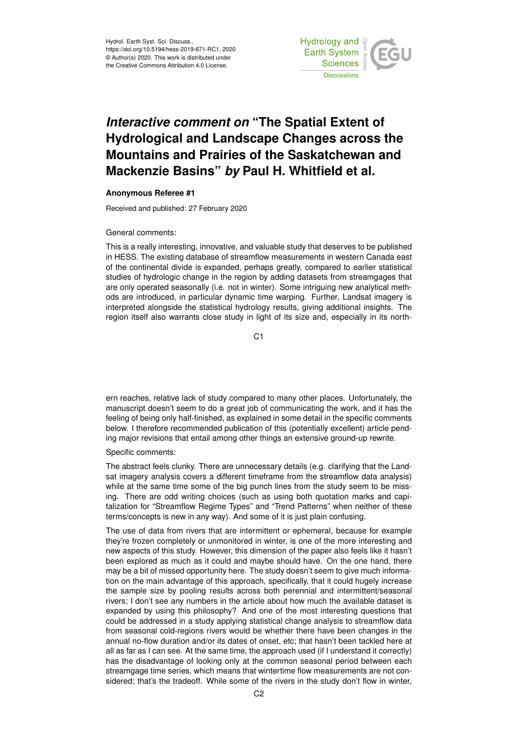Hydrol. Earth Syst. Sci. Discuss.,
https://doi.org/10.5194/hess-2019-671-RC1, 2020
© Author(s) 2020. This work is distributed under
the Creative Commons Attribution 4.0 License.

# *Interactive comment on* "The Spatial Extent of Hydrological and Landscape Changes across the Mountains and Prairies of the Saskatchewan and Mackenzie Basins" *by* Paul H. Whitfield et al.

**Anonymous Referee #1**

Received and published: 27 February 2020

General comments:

This is a really interesting, innovative, and valuable study that deserves to be published in HESS. The existing database of streamflow measurements in western Canada east of the continental divide is expanded, perhaps greatly, compared to earlier statistical studies of hydrologic change in the region by adding datasets from streamgages that are only operated seasonally (i.e. not in winter). Some intriguing new analytical methods are introduced, in particular dynamic time warping. Further, Landsat imagery is interpreted alongside the statistical hydrology results, giving additional insights. The region itself also warrants close study in light of its size and, especially in its northern reaches, relative lack of study compared to many other places. Unfortunately, the manuscript doesn't seem to do a great job of communicating the work, and it has the feeling of being only half-finished, as explained in some detail in the specific comments below. I therefore recommended publication of this (potentially excellent) article pending major revisions that entail among other things an extensive ground-up rewrite.

Specific comments:

The abstract feels clunky. There are unnecessary details (e.g. clarifying that the Landsat imagery analysis covers a different timeframe from the streamflow data analysis) while at the same time some of the big punch lines from the study seem to be missing. There are odd writing choices (such as using both quotation marks and capitalization for "Streamflow Regime Types" and "Trend Patterns" when neither of these terms/concepts is new in any way). And some of it is just plain confusing.

The use of data from rivers that are intermittent or ephemeral, because for example they're frozen completely or unmonitored in winter, is one of the more interesting and new aspects of this study. However, this dimension of the paper also feels like it hasn't been explored as much as it could and maybe should have. On the one hand, there may be a bit of missed opportunity here. The study doesn't seem to give much information on the main advantage of this approach, specifically, that it could hugely increase the sample size by pooling results across both perennial and intermittent/seasonal rivers; I don't see any numbers in the article about how much the available dataset is expanded by using this philosophy? And one of the most interesting questions that could be addressed in a study applying statistical change analysis to streamflow data from seasonal cold-regions rivers would be whether there have been changes in the annual no-flow duration and/or its dates of onset, etc; that hasn't been tackled here at all as far as I can see. At the same time, the approach used (if I understand it correctly) has the disadvantage of looking only at the common seasonal period between each streamgage time series, which means that wintertime flow measurements are not considered; that's the tradeoff. While some of the rivers in the study don't flow in winter,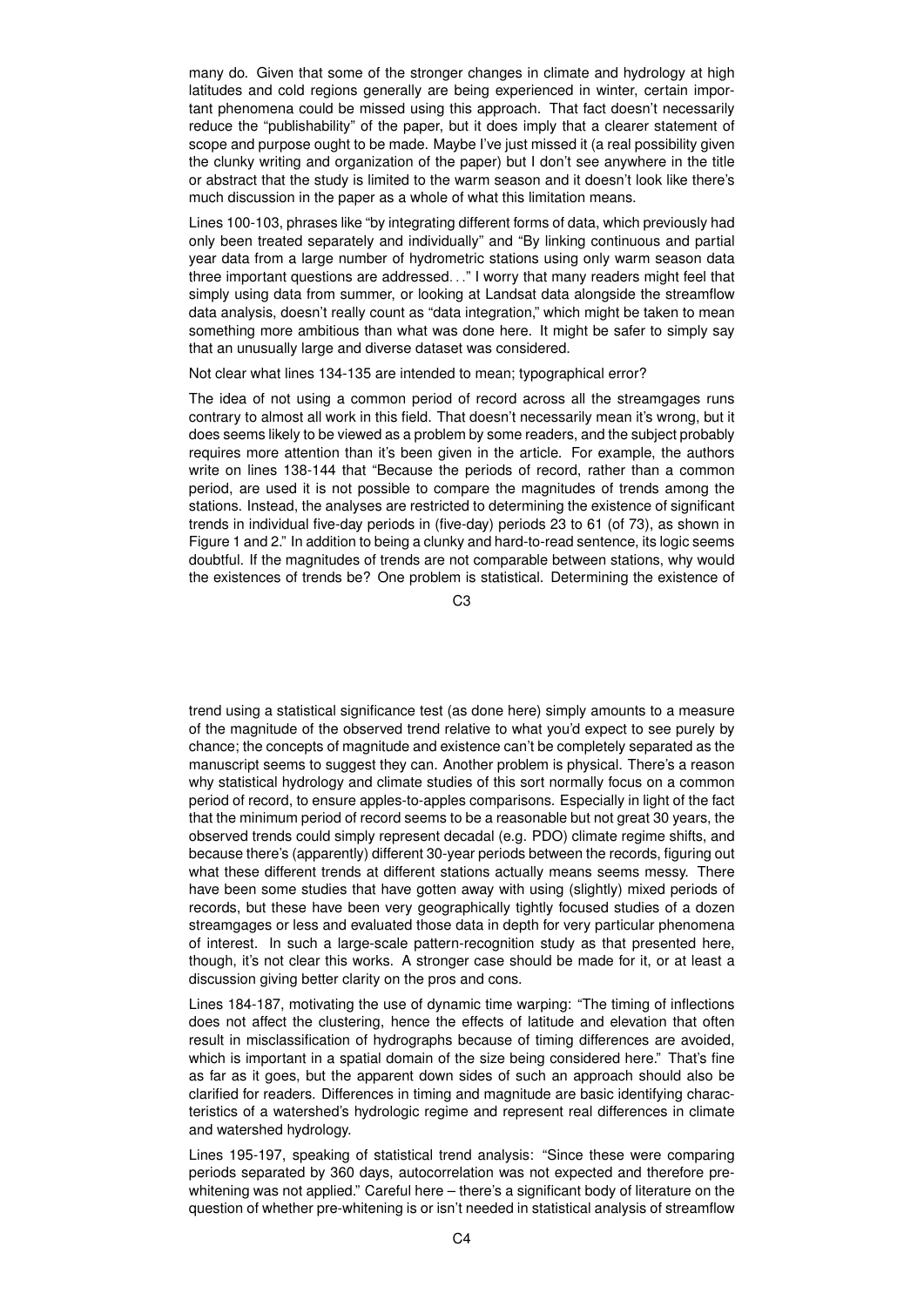many do. Given that some of the stronger changes in climate and hydrology at high latitudes and cold regions generally are being experienced in winter, certain important phenomena could be missed using this approach. That fact doesn't necessarily reduce the "publishability" of the paper, but it does imply that a clearer statement of scope and purpose ought to be made. Maybe I've just missed it (a real possibility given the clunky writing and organization of the paper) but I don't see anywhere in the title or abstract that the study is limited to the warm season and it doesn't look like there's much discussion in the paper as a whole of what this limitation means.

Lines 100-103, phrases like "by integrating different forms of data, which previously had only been treated separately and individually" and "By linking continuous and partial year data from a large number of hydrometric stations using only warm season data three important questions are addressed. . ." I worry that many readers might feel that simply using data from summer, or looking at Landsat data alongside the streamflow data analysis, doesn't really count as "data integration," which might be taken to mean something more ambitious than what was done here. It might be safer to simply say that an unusually large and diverse dataset was considered.

Not clear what lines 134-135 are intended to mean; typographical error?

The idea of not using a common period of record across all the streamgages runs contrary to almost all work in this field. That doesn't necessarily mean it's wrong, but it does seems likely to be viewed as a problem by some readers, and the subject probably requires more attention than it's been given in the article. For example, the authors write on lines 138-144 that "Because the periods of record, rather than a common period, are used it is not possible to compare the magnitudes of trends among the stations. Instead, the analyses are restricted to determining the existence of significant trends in individual five-day periods in (five-day) periods 23 to 61 (of 73), as shown in Figure 1 and 2." In addition to being a clunky and hard-to-read sentence, its logic seems doubtful. If the magnitudes of trends are not comparable between stations, why would the existences of trends be? One problem is statistical. Determining the existence of trend using a statistical significance test (as done here) simply amounts to a measure of the magnitude of the observed trend relative to what you'd expect to see purely by chance; the concepts of magnitude and existence can't be completely separated as the manuscript seems to suggest they can. Another problem is physical. There's a reason why statistical hydrology and climate studies of this sort normally focus on a common period of record, to ensure apples-to-apples comparisons. Especially in light of the fact that the minimum period of record seems to be a reasonable but not great 30 years, the observed trends could simply represent decadal (e.g. PDO) climate regime shifts, and because there's (apparently) different 30-year periods between the records, figuring out what these different trends at different stations actually means seems messy. There have been some studies that have gotten away with using (slightly) mixed periods of records, but these have been very geographically tightly focused studies of a dozen streamgages or less and evaluated those data in depth for very particular phenomena of interest. In such a large-scale pattern-recognition study as that presented here, though, it's not clear this works. A stronger case should be made for it, or at least a discussion giving better clarity on the pros and cons.

Lines 184-187, motivating the use of dynamic time warping: "The timing of inflections does not affect the clustering, hence the effects of latitude and elevation that often result in misclassification of hydrographs because of timing differences are avoided, which is important in a spatial domain of the size being considered here." That's fine as far as it goes, but the apparent down sides of such an approach should also be clarified for readers. Differences in timing and magnitude are basic identifying characteristics of a watershed's hydrologic regime and represent real differences in climate and watershed hydrology.

Lines 195-197, speaking of statistical trend analysis: "Since these were comparing periods separated by 360 days, autocorrelation was not expected and therefore prewhitening was not applied." Careful here – there's a significant body of literature on the question of whether pre-whitening is or isn't needed in statistical analysis of streamflow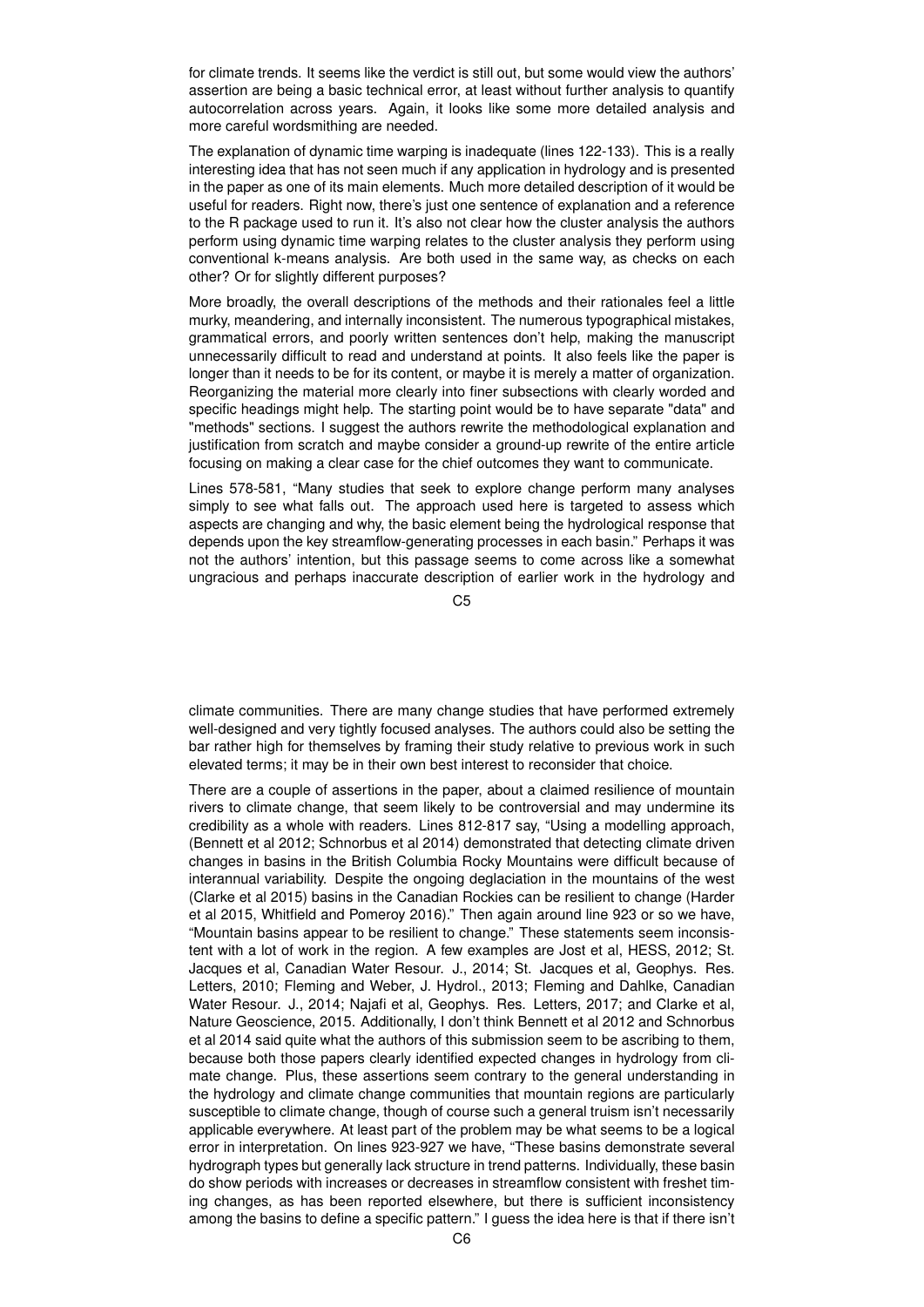for climate trends. It seems like the verdict is still out, but some would view the authors' assertion are being a basic technical error, at least without further analysis to quantify autocorrelation across years. Again, it looks like some more detailed analysis and more careful wordsmithing are needed.

The explanation of dynamic time warping is inadequate (lines 122-133). This is a really interesting idea that has not seen much if any application in hydrology and is presented in the paper as one of its main elements. Much more detailed description of it would be useful for readers. Right now, there's just one sentence of explanation and a reference to the R package used to run it. It's also not clear how the cluster analysis the authors perform using dynamic time warping relates to the cluster analysis they perform using conventional k-means analysis. Are both used in the same way, as checks on each other? Or for slightly different purposes?

More broadly, the overall descriptions of the methods and their rationales feel a little murky, meandering, and internally inconsistent. The numerous typographical mistakes, grammatical errors, and poorly written sentences don't help, making the manuscript unnecessarily difficult to read and understand at points. It also feels like the paper is longer than it needs to be for its content, or maybe it is merely a matter of organization. Reorganizing the material more clearly into finer subsections with clearly worded and specific headings might help. The starting point would be to have separate "data" and "methods" sections. I suggest the authors rewrite the methodological explanation and justification from scratch and maybe consider a ground-up rewrite of the entire article focusing on making a clear case for the chief outcomes they want to communicate.

Lines 578-581, "Many studies that seek to explore change perform many analyses simply to see what falls out. The approach used here is targeted to assess which aspects are changing and why, the basic element being the hydrological response that depends upon the key streamflow-generating processes in each basin." Perhaps it was not the authors' intention, but this passage seems to come across like a somewhat ungracious and perhaps inaccurate description of earlier work in the hydrology and climate communities. There are many change studies that have performed extremely well-designed and very tightly focused analyses. The authors could also be setting the bar rather high for themselves by framing their study relative to previous work in such elevated terms; it may be in their own best interest to reconsider that choice.

There are a couple of assertions in the paper, about a claimed resilience of mountain rivers to climate change, that seem likely to be controversial and may undermine its credibility as a whole with readers. Lines 812-817 say, "Using a modelling approach, (Bennett et al 2012; Schnorbus et al 2014) demonstrated that detecting climate driven changes in basins in the British Columbia Rocky Mountains were difficult because of interannual variability. Despite the ongoing deglaciation in the mountains of the west (Clarke et al 2015) basins in the Canadian Rockies can be resilient to change (Harder et al 2015, Whitfield and Pomeroy 2016)." Then again around line 923 or so we have, "Mountain basins appear to be resilient to change." These statements seem inconsistent with a lot of work in the region. A few examples are Jost et al, HESS, 2012; St. Jacques et al, Canadian Water Resour. J., 2014; St. Jacques et al, Geophys. Res. Letters, 2010; Fleming and Weber, J. Hydrol., 2013; Fleming and Dahlke, Canadian Water Resour. J., 2014; Najafi et al, Geophys. Res. Letters, 2017; and Clarke et al, Nature Geoscience, 2015. Additionally, I don't think Bennett et al 2012 and Schnorbus et al 2014 said quite what the authors of this submission seem to be ascribing to them, because both those papers clearly identified expected changes in hydrology from climate change. Plus, these assertions seem contrary to the general understanding in the hydrology and climate change communities that mountain regions are particularly susceptible to climate change, though of course such a general truism isn't necessarily applicable everywhere. At least part of the problem may be what seems to be a logical error in interpretation. On lines 923-927 we have, "These basins demonstrate several hydrograph types but generally lack structure in trend patterns. Individually, these basin do show periods with increases or decreases in streamflow consistent with freshet timing changes, as has been reported elsewhere, but there is sufficient inconsistency among the basins to define a specific pattern." I guess the idea here is that if there isn't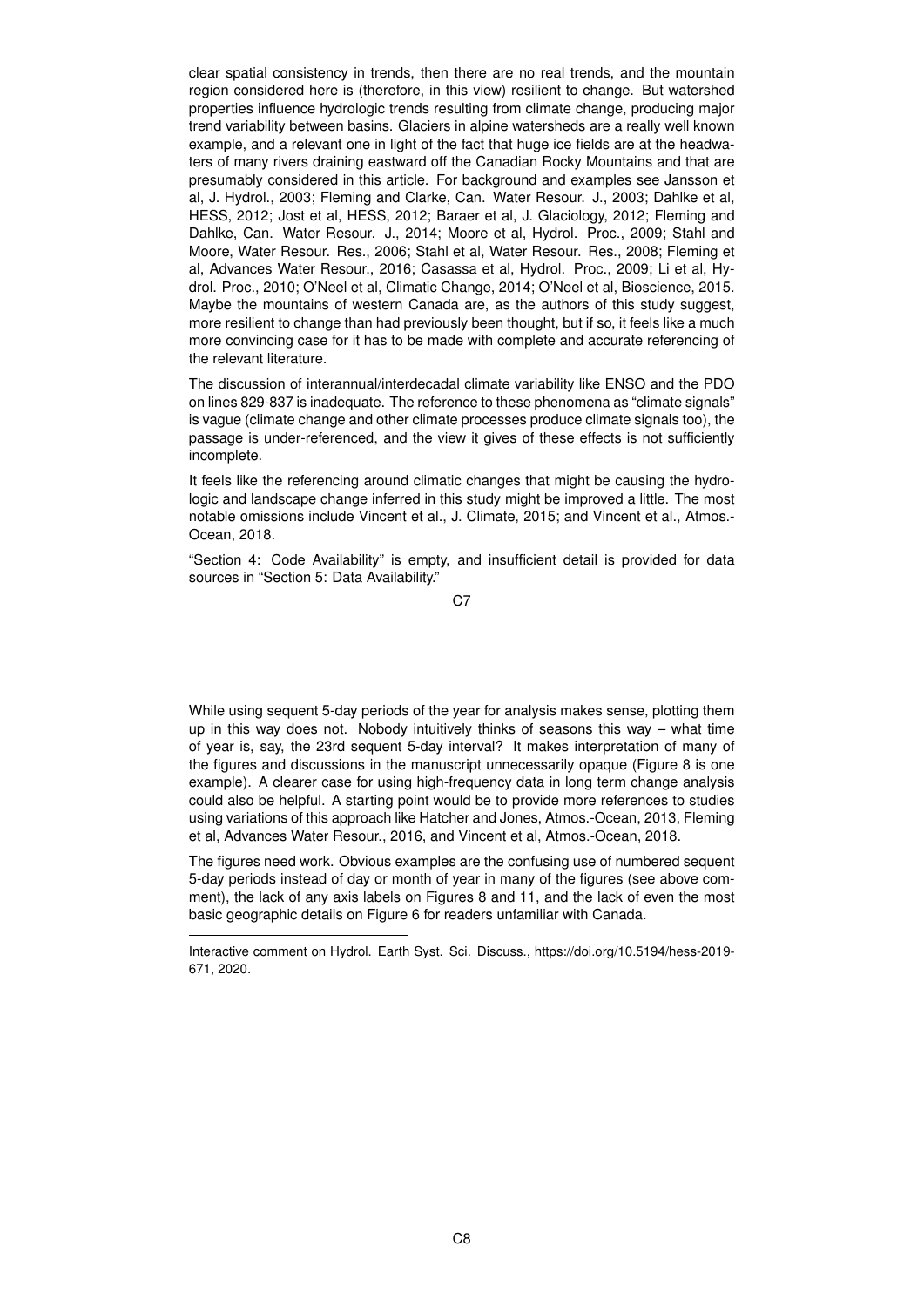clear spatial consistency in trends, then there are no real trends, and the mountain region considered here is (therefore, in this view) resilient to change. But watershed properties influence hydrologic trends resulting from climate change, producing major trend variability between basins. Glaciers in alpine watersheds are a really well known example, and a relevant one in light of the fact that huge ice fields are at the headwaters of many rivers draining eastward off the Canadian Rocky Mountains and that are presumably considered in this article. For background and examples see Jansson et al, J. Hydrol., 2003; Fleming and Clarke, Can. Water Resour. J., 2003; Dahlke et al, HESS, 2012; Jost et al, HESS, 2012; Baraer et al, J. Glaciology, 2012; Fleming and Dahlke, Can. Water Resour. J., 2014; Moore et al, Hydrol. Proc., 2009; Stahl and Moore, Water Resour. Res., 2006; Stahl et al, Water Resour. Res., 2008; Fleming et al, Advances Water Resour., 2016; Casassa et al, Hydrol. Proc., 2009; Li et al, Hydrol. Proc., 2010; O'Neel et al, Climatic Change, 2014; O'Neel et al, Bioscience, 2015. Maybe the mountains of western Canada are, as the authors of this study suggest, more resilient to change than had previously been thought, but if so, it feels like a much more convincing case for it has to be made with complete and accurate referencing of the relevant literature.

The discussion of interannual/interdecadal climate variability like ENSO and the PDO on lines 829-837 is inadequate. The reference to these phenomena as "climate signals" is vague (climate change and other climate processes produce climate signals too), the passage is under-referenced, and the view it gives of these effects is not sufficiently incomplete.

It feels like the referencing around climatic changes that might be causing the hydrologic and landscape change inferred in this study might be improved a little. The most notable omissions include Vincent et al., J. Climate, 2015; and Vincent et al., Atmos.-Ocean, 2018.

"Section 4: Code Availability" is empty, and insufficient detail is provided for data sources in "Section 5: Data Availability."

While using sequent 5-day periods of the year for analysis makes sense, plotting them up in this way does not. Nobody intuitively thinks of seasons this way – what time of year is, say, the 23rd sequent 5-day interval? It makes interpretation of many of the figures and discussions in the manuscript unnecessarily opaque (Figure 8 is one example). A clearer case for using high-frequency data in long term change analysis could also be helpful. A starting point would be to provide more references to studies using variations of this approach like Hatcher and Jones, Atmos.-Ocean, 2013, Fleming et al, Advances Water Resour., 2016, and Vincent et al, Atmos.-Ocean, 2018.

The figures need work. Obvious examples are the confusing use of numbered sequent 5-day periods instead of day or month of year in many of the figures (see above comment), the lack of any axis labels on Figures 8 and 11, and the lack of even the most basic geographic details on Figure 6 for readers unfamiliar with Canada.

---

Interactive comment on Hydrol. Earth Syst. Sci. Discuss., https://doi.org/10.5194/hess-2019-671, 2020.